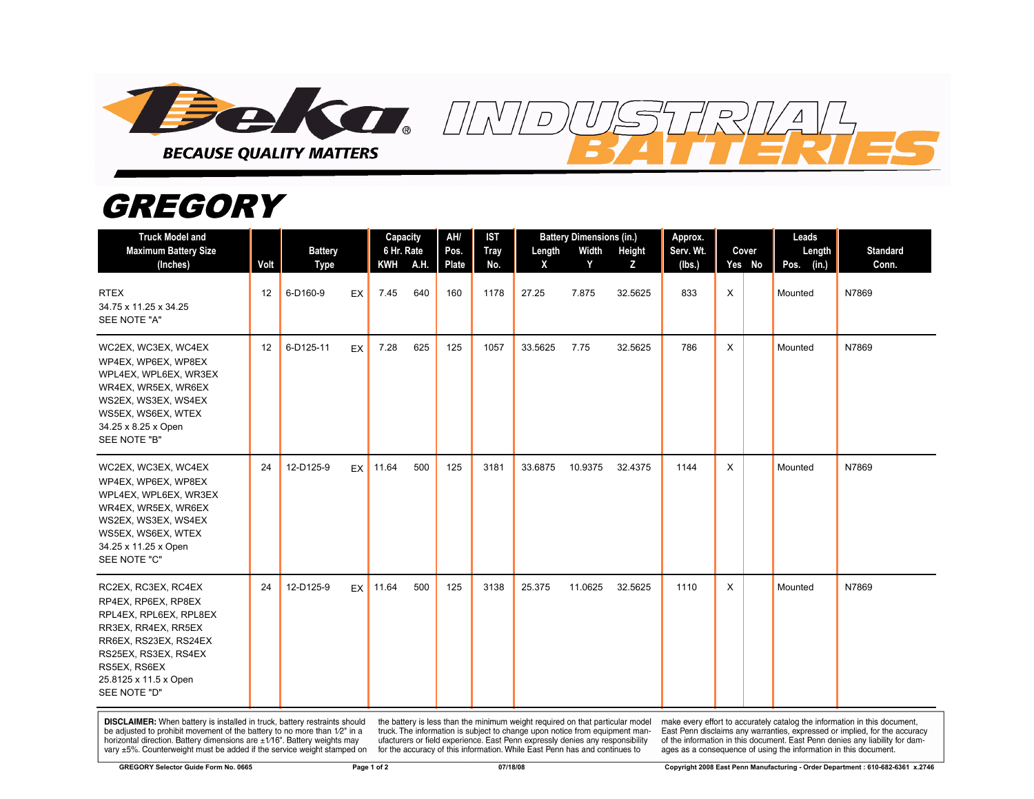# Deka INDUSTRIAL BATTERIES

BECAUSE QUALITY MATTERS

# GREGORY

| Truck Model and Maximum Battery Size (Inches) | Volt | Battery Type | | Capacity 6 Hr. Rate | | AH/ Pos. Plate | IST Tray No. | Battery Dimensions (in.) | | | Approx. Serv. Wt. (lbs.) | Cover | | Leads Length | | Standard Conn. |
|---|---|---|---|---|---|---|---|---|---|---|---|---|---|---|---|---|
| | | | | KWH | A.H. | | | Length X | Width Y | Height Z | | Yes | No | Pos. | (in.) | |
| RTEX<br>34.75 x 11.25 x 34.25<br>SEE NOTE "A" | 12 | 6-D160-9 | EX | 7.45 | 640 | 160 | 1178 | 27.25 | 7.875 | 32.5625 | 833 | X | | Mounted | | N7869 |
| WC2EX, WC3EX, WC4EX<br>WP4EX, WP6EX, WP8EX<br>WPL4EX, WPL6EX, WR3EX<br>WR4EX, WR5EX, WR6EX<br>WS2EX, WS3EX, WS4EX<br>WS5EX, WS6EX, WTEX<br>34.25 x 8.25 x Open<br>SEE NOTE "B" | 12 | 6-D125-11 | EX | 7.28 | 625 | 125 | 1057 | 33.5625 | 7.75 | 32.5625 | 786 | X | | Mounted | | N7869 |
| WC2EX, WC3EX, WC4EX<br>WP4EX, WP6EX, WP8EX<br>WPL4EX, WPL6EX, WR3EX<br>WR4EX, WR5EX, WR6EX<br>WS2EX, WS3EX, WS4EX<br>WS5EX, WS6EX, WTEX<br>34.25 x 11.25 x Open<br>SEE NOTE "C" | 24 | 12-D125-9 | EX | 11.64 | 500 | 125 | 3181 | 33.6875 | 10.9375 | 32.4375 | 1144 | X | | Mounted | | N7869 |
| RC2EX, RC3EX, RC4EX<br>RP4EX, RP6EX, RP8EX<br>RPL4EX, RPL6EX, RPL8EX<br>RR3EX, RR4EX, RR5EX<br>RR6EX, RS23EX, RS24EX<br>RS25EX, RS3EX, RS4EX<br>RS5EX, RS6EX<br>25.8125 x 11.5 x Open<br>SEE NOTE "D" | 24 | 12-D125-9 | EX | 11.64 | 500 | 125 | 3138 | 25.375 | 11.0625 | 32.5625 | 1110 | X | | Mounted | | N7869 |

**DISCLAIMER:** When battery is installed in truck, battery restraints should be adjusted to prohibit movement of the battery to no more than 1⁄2" in a horizontal direction. Battery dimensions are ±1⁄16". Battery weights may vary ±5%. Counterweight must be added if the service weight stamped on the battery is less than the minimum weight required on that particular model truck. The information is subject to change upon notice from equipment manufacturers or field experience. East Penn expressly denies any responsibility for the accuracy of this information. While East Penn has and continues to make every effort to accurately catalog the information in this document, East Penn disclaims any warranties, expressed or implied, for the accuracy of the information in this document. East Penn denies any liability for damages as a consequence of using the information in this document.

GREGORY Selector Guide Form No. 0665 | 07/18/08 | Copyright 2008 East Penn Manufacturing - Order Department : 610-682-6361 x.2746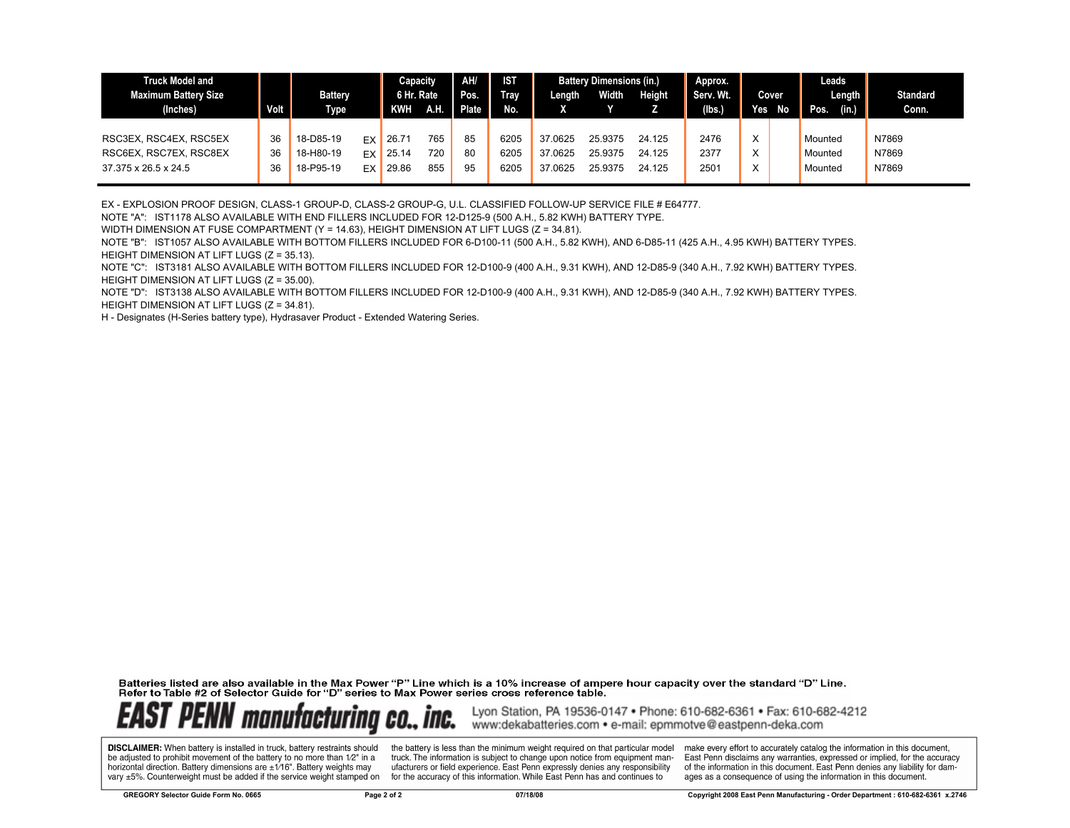| Truck Model and Maximum Battery Size (Inches) | Volt | Battery Type | | Capacity 6 Hr. Rate | | AH/ Pos. Plate | IST Tray No. | Battery Dimensions (in.) | | | Approx. Serv. Wt. (lbs.) | Cover | | Leads | | Standard Conn. |
|---|---|---|---|---|---|---|---|---|---|---|---|---|---|---|---|---|
| | | | | KWH | A.H. | | | Length X | Width Y | Height Z | | Yes | No | Pos. | Length (in.) | |
| RSC3EX, RSC4EX, RSC5EX | 36 | 18-D85-19 | EX | 26.71 | 765 | 85 | 6205 | 37.0625 | 25.9375 | 24.125 | 2476 | X | | Mounted | | N7869 |
| RSC6EX, RSC7EX, RSC8EX | 36 | 18-H80-19 | EX | 25.14 | 720 | 80 | 6205 | 37.0625 | 25.9375 | 24.125 | 2377 | X | | Mounted | | N7869 |
| 37.375 x 26.5 x 24.5 | 36 | 18-P95-19 | EX | 29.86 | 855 | 95 | 6205 | 37.0625 | 25.9375 | 24.125 | 2501 | X | | Mounted | | N7869 |

EX - EXPLOSION PROOF DESIGN, CLASS-1 GROUP-D, CLASS-2 GROUP-G, U.L. CLASSIFIED FOLLOW-UP SERVICE FILE # E64777.

NOTE "A": IST1178 ALSO AVAILABLE WITH END FILLERS INCLUDED FOR 12-D125-9 (500 A.H., 5.82 KWH) BATTERY TYPE.
WIDTH DIMENSION AT FUSE COMPARTMENT (Y = 14.63), HEIGHT DIMENSION AT LIFT LUGS (Z = 34.81).

NOTE "B": IST1057 ALSO AVAILABLE WITH BOTTOM FILLERS INCLUDED FOR 6-D100-11 (500 A.H., 5.82 KWH), AND 6-D85-11 (425 A.H., 4.95 KWH) BATTERY TYPES.
HEIGHT DIMENSION AT LIFT LUGS (Z = 35.13).

NOTE "C": IST3181 ALSO AVAILABLE WITH BOTTOM FILLERS INCLUDED FOR 12-D100-9 (400 A.H., 9.31 KWH), AND 12-D85-9 (340 A.H., 7.92 KWH) BATTERY TYPES.
HEIGHT DIMENSION AT LIFT LUGS (Z = 35.00).

NOTE "D": IST3138 ALSO AVAILABLE WITH BOTTOM FILLERS INCLUDED FOR 12-D100-9 (400 A.H., 9.31 KWH), AND 12-D85-9 (340 A.H., 7.92 KWH) BATTERY TYPES.
HEIGHT DIMENSION AT LIFT LUGS (Z = 34.81).

H - Designates (H-Series battery type), Hydrasaver Product - Extended Watering Series.

**Batteries listed are also available in the Max Power "P" Line which is a 10% increase of ampere hour capacity over the standard "D" Line.**
**Refer to Table #2 of Selector Guide for "D" series to Max Power series cross reference table.**

**EAST PENN manufacturing co., inc.** Lyon Station, PA 19536-0147 • Phone: 610-682-6361 • Fax: 610-682-4212
www:dekabatteries.com • e-mail: epmmotve@eastpenn-deka.com

**DISCLAIMER:** When battery is installed in truck, battery restraints should be adjusted to prohibit movement of the battery to no more than 1⁄2" in a horizontal direction. Battery dimensions are ±1⁄16". Battery weights may vary ±5%. Counterweight must be added if the service weight stamped on the battery is less than the minimum weight required on that particular model truck. The information is subject to change upon notice from equipment manufacturers or field experience. East Penn expressly denies any responsibility for the accuracy of this information. While East Penn has and continues to make every effort to accurately catalog the information in this document, East Penn disclaims any warranties, expressed or implied, for the accuracy of the information in this document. East Penn denies any liability for damages as a consequence of using the information in this document.

GREGORY Selector Guide Form No. 0665 | 07/18/08 | Copyright 2008 East Penn Manufacturing - Order Department : 610-682-6361 x.2746